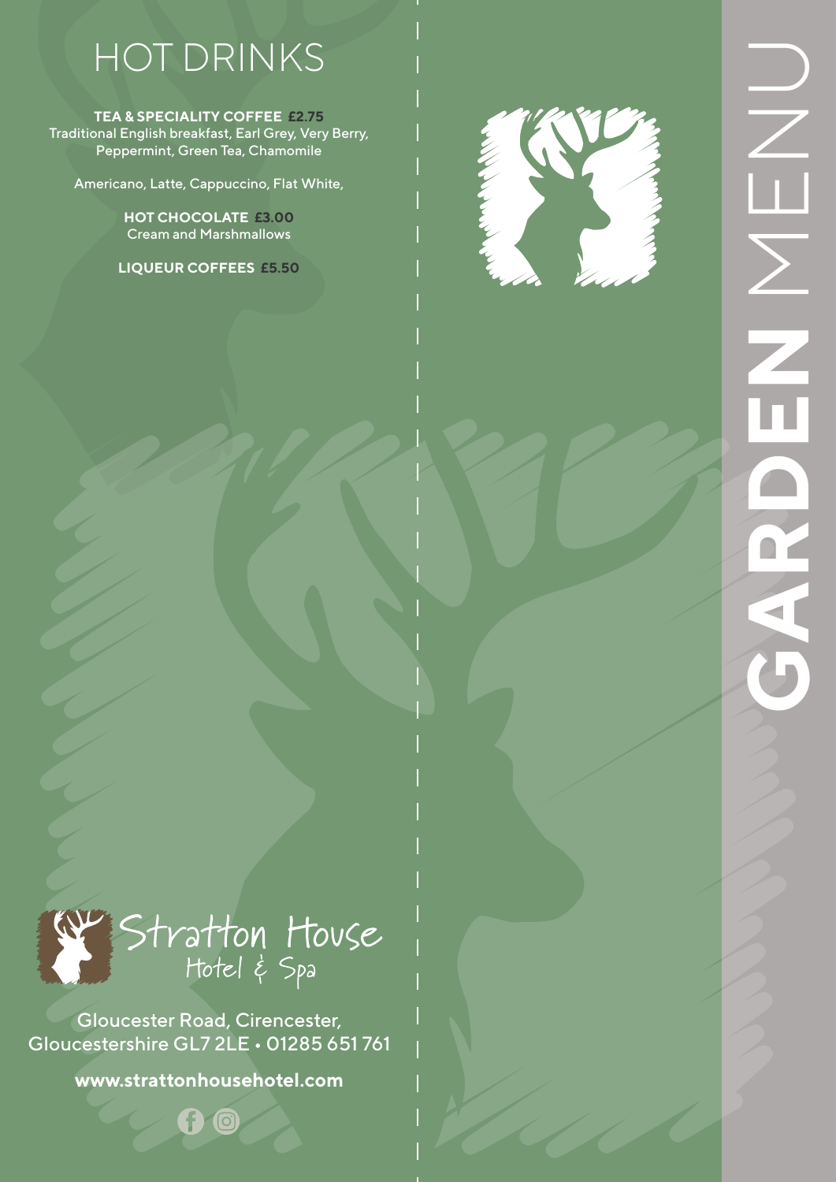# HOT DRINKS

**TEA & SPECIALITY COFFEE £2.75**
Traditional English breakfast, Earl Grey, Very Berry, Peppermint, Green Tea, Chamomile

Americano, Latte, Cappuccino, Flat White,

**HOT CHOCOLATE £3.00**
Cream and Marshmallows

**LIQUEUR COFFEES £5.50**

Stratton House
Hotel & Spa

Gloucester Road, Cirencester,
Gloucestershire GL7 2LE • 01285 651 761

**www.strattonhousehotel.com**

# GARDEN MENU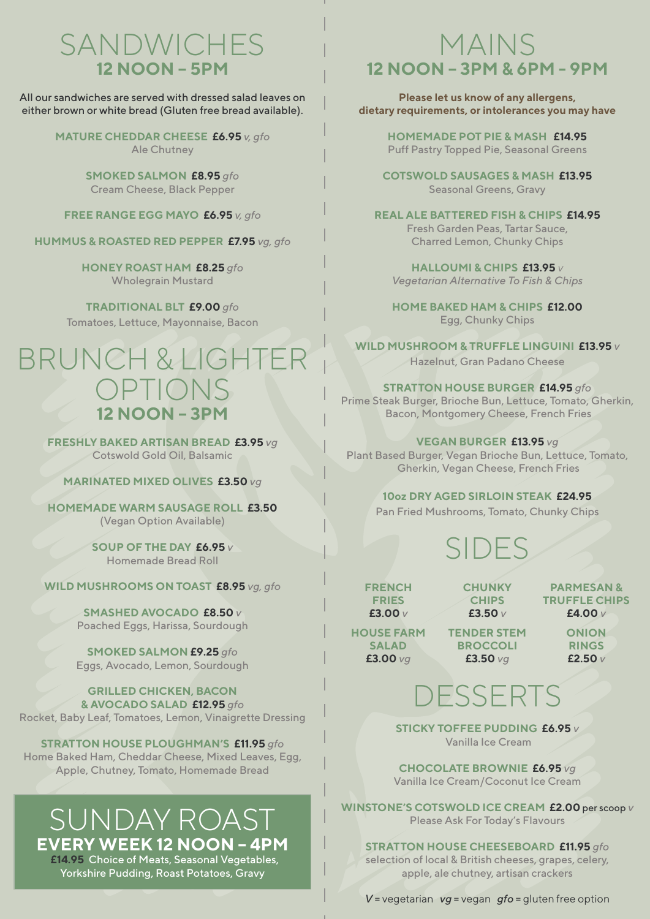# SANDWICHES

## 12 NOON – 5PM

All our sandwiches are served with dressed salad leaves on either brown or white bread (Gluten free bread available).

**MATURE CHEDDAR CHEESE £6.95** *v, gfo*
Ale Chutney

**SMOKED SALMON £8.95** *gfo*
Cream Cheese, Black Pepper

**FREE RANGE EGG MAYO £6.95** *v, gfo*

**HUMMUS & ROASTED RED PEPPER £7.95** *vg, gfo*

**HONEY ROAST HAM £8.25** *gfo*
Wholegrain Mustard

**TRADITIONAL BLT £9.00** *gfo*
Tomatoes, Lettuce, Mayonnaise, Bacon

# BRUNCH & LIGHTER OPTIONS

## 12 NOON – 3PM

**FRESHLY BAKED ARTISAN BREAD £3.95** *vg*
Cotswold Gold Oil, Balsamic

**MARINATED MIXED OLIVES £3.50** *vg*

**HOMEMADE WARM SAUSAGE ROLL £3.50**
(Vegan Option Available)

**SOUP OF THE DAY £6.95** *v*
Homemade Bread Roll

**WILD MUSHROOMS ON TOAST £8.95** *vg, gfo*

**SMASHED AVOCADO £8.50** *v*
Poached Eggs, Harissa, Sourdough

**SMOKED SALMON £9.25** *gfo*
Eggs, Avocado, Lemon, Sourdough

**GRILLED CHICKEN, BACON & AVOCADO SALAD £12.95** *gfo*
Rocket, Baby Leaf, Tomatoes, Lemon, Vinaigrette Dressing

**STRATTON HOUSE PLOUGHMAN'S £11.95** *gfo*
Home Baked Ham, Cheddar Cheese, Mixed Leaves, Egg, Apple, Chutney, Tomato, Homemade Bread

# SUNDAY ROAST

## EVERY WEEK 12 NOON – 4PM

**£14.95** Choice of Meats, Seasonal Vegetables, Yorkshire Pudding, Roast Potatoes, Gravy

# MAINS

## 12 NOON – 3PM & 6PM – 9PM

**Please let us know of any allergens, dietary requirements, or intolerances you may have**

**HOMEMADE POT PIE & MASH £14.95**
Puff Pastry Topped Pie, Seasonal Greens

**COTSWOLD SAUSAGES & MASH £13.95**
Seasonal Greens, Gravy

**REAL ALE BATTERED FISH & CHIPS £14.95**
Fresh Garden Peas, Tartar Sauce, Charred Lemon, Chunky Chips

**HALLOUMI & CHIPS £13.95** *v*
*Vegetarian Alternative To Fish & Chips*

**HOME BAKED HAM & CHIPS £12.00**
Egg, Chunky Chips

**WILD MUSHROOM & TRUFFLE LINGUINI £13.95** *v*
Hazelnut, Gran Padano Cheese

**STRATTON HOUSE BURGER £14.95** *gfo*
Prime Steak Burger, Brioche Bun, Lettuce, Tomato, Gherkin, Bacon, Montgomery Cheese, French Fries

**VEGAN BURGER £13.95** *vg*
Plant Based Burger, Vegan Brioche Bun, Lettuce, Tomato, Gherkin, Vegan Cheese, French Fries

**10oz DRY AGED SIRLOIN STEAK £24.95**
Pan Fried Mushrooms, Tomato, Chunky Chips

# SIDES

**FRENCH FRIES £3.00** *v*

**CHUNKY CHIPS £3.50** *v*

**PARMESAN & TRUFFLE CHIPS £4.00** *v*

**HOUSE FARM SALAD £3.00** *vg*

**TENDER STEM BROCCOLI £3.50** *vg*

**ONION RINGS £2.50** *v*

# DESSERTS

**STICKY TOFFEE PUDDING £6.95** *v*
Vanilla Ice Cream

**CHOCOLATE BROWNIE £6.95** *vg*
Vanilla Ice Cream/Coconut Ice Cream

**WINSTONE'S COTSWOLD ICE CREAM £2.00** per scoop *v*
Please Ask For Today's Flavours

**STRATTON HOUSE CHEESEBOARD £11.95** *gfo*
selection of local & British cheeses, grapes, celery, apple, ale chutney, artisan crackers

*V* = vegetarian *vg* = vegan *gfo* = gluten free option